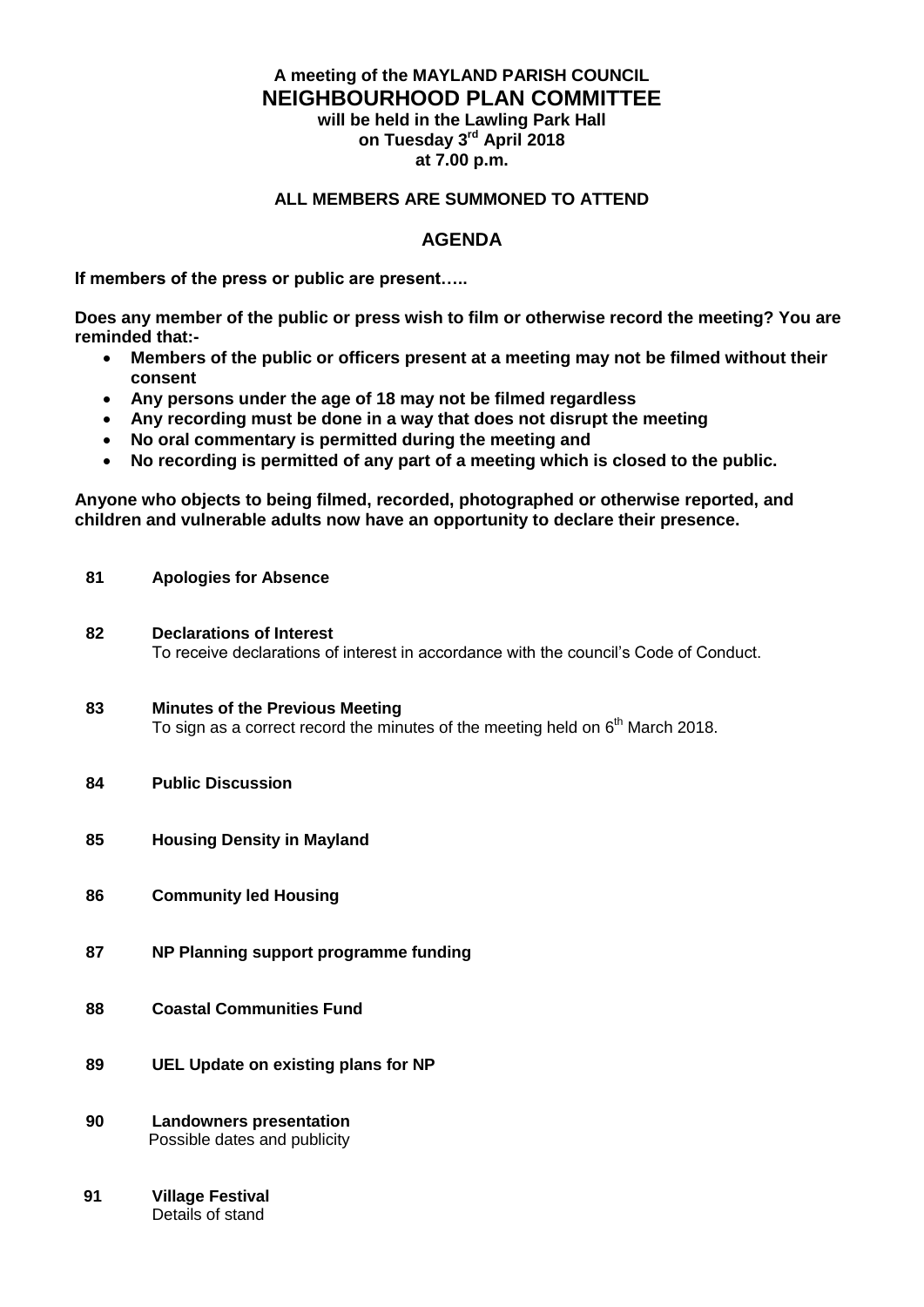**A meeting of the MAYLAND PARISH COUNCIL**

# NEIGHBOURHOOD PLAN COMMITTEE

**will be held in the Lawling Park Hall**
**on Tuesday 3rd April 2018**
**at 7.00 p.m.**

**ALL MEMBERS ARE SUMMONED TO ATTEND**

## AGENDA

**If members of the press or public are present…..**

**Does any member of the public or press wish to film or otherwise record the meeting? You are reminded that:-**

- **Members of the public or officers present at a meeting may not be filmed without their consent**
- **Any persons under the age of 18 may not be filmed regardless**
- **Any recording must be done in a way that does not disrupt the meeting**
- **No oral commentary is permitted during the meeting and**
- **No recording is permitted of any part of a meeting which is closed to the public.**

**Anyone who objects to being filmed, recorded, photographed or otherwise reported, and children and vulnerable adults now have an opportunity to declare their presence.**

**81 Apologies for Absence**

**82 Declarations of Interest**
To receive declarations of interest in accordance with the council's Code of Conduct.

**83 Minutes of the Previous Meeting**
To sign as a correct record the minutes of the meeting held on 6th March 2018.

**84 Public Discussion**

**85 Housing Density in Mayland**

**86 Community led Housing**

**87 NP Planning support programme funding**

**88 Coastal Communities Fund**

**89 UEL Update on existing plans for NP**

**90 Landowners presentation**
Possible dates and publicity

**91 Village Festival**
Details of stand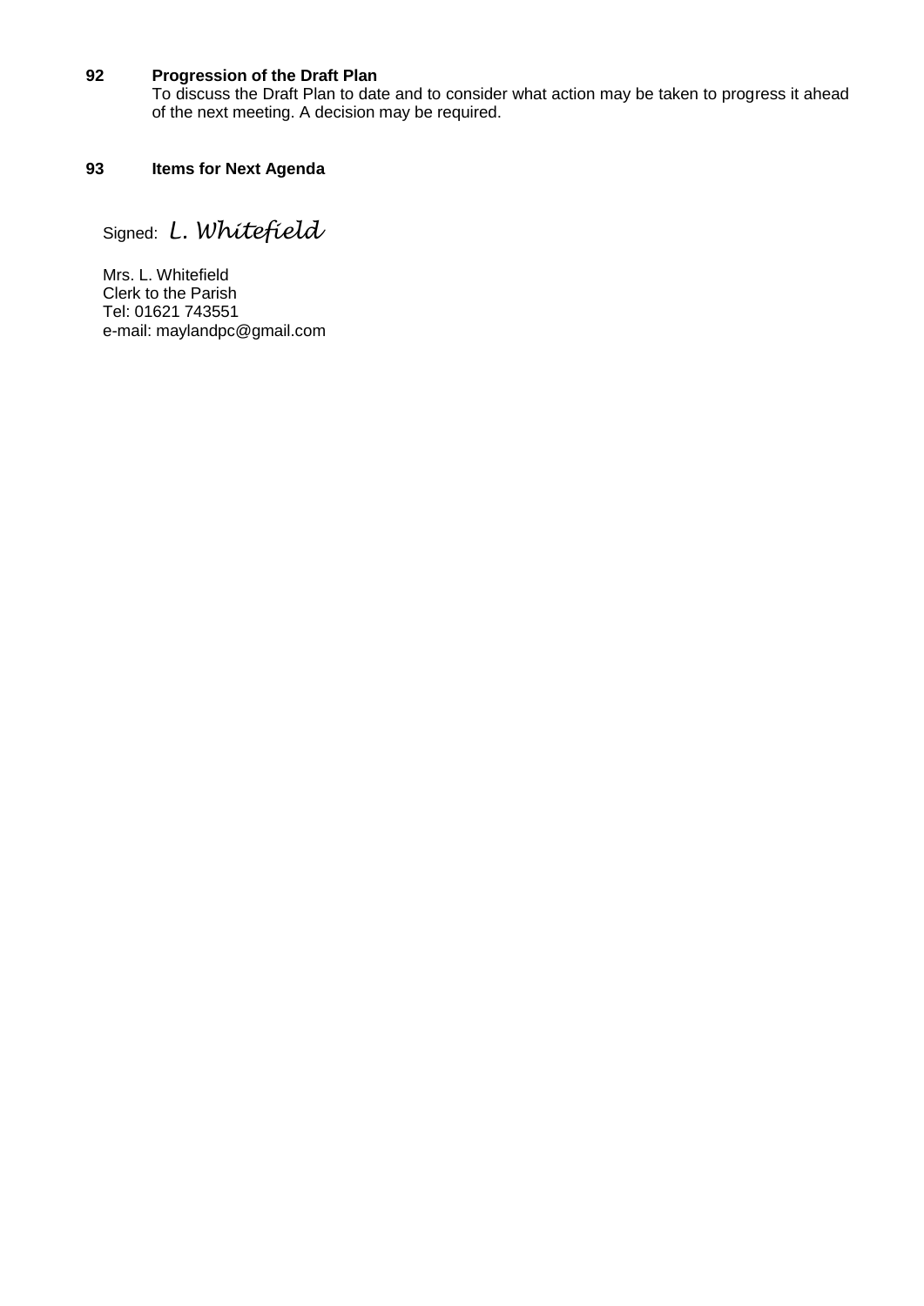**92 Progression of the Draft Plan**

To discuss the Draft Plan to date and to consider what action may be taken to progress it ahead of the next meeting. A decision may be required.

**93 Items for Next Agenda**

Signed: *L. Whitefield*

Mrs. L. Whitefield
Clerk to the Parish
Tel: 01621 743551
e-mail: maylandpc@gmail.com